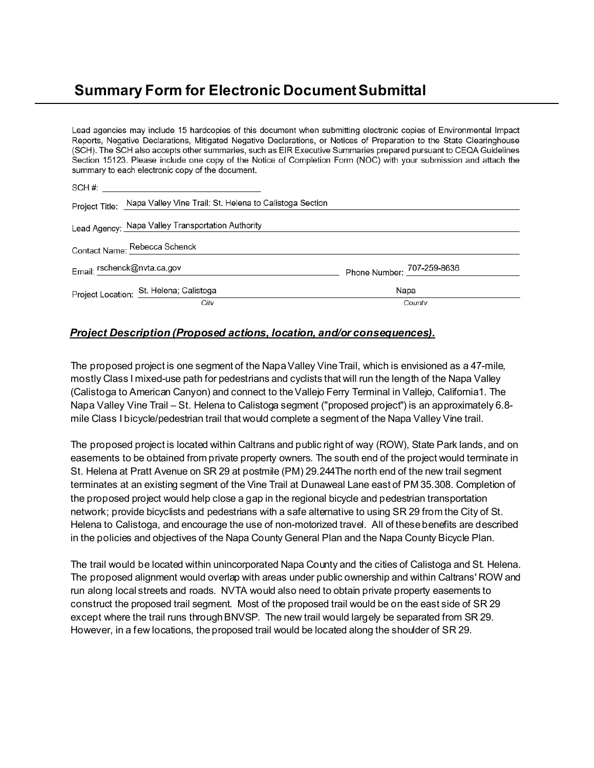# Summary Form for Electronic Document Submittal

Lead agencies may include 15 hardcopies of this document when submitting electronic copies of Environmental Impact Reports, Negative Declarations, Mitigated Negative Declarations, or Notices of Preparation to the State Clearinghouse (SCH). The SCH also accepts other summaries, such as EIR Executive Summaries prepared pursuant to CEQA Guidelines Section 15123. Please include one copy of the Notice of Completion Form (NOC) with your submission and attach the summary to each electronic copy of the document.

SCH #: ______________________

Project Title: Napa Valley Vine Trail: St. Helena to Calistoga Section

Lead Agency: Napa Valley Transportation Authority

Contact Name: Rebecca Schenck

Email: rschenck@nvta.ca.gov　　Phone Number: 707-259-8636

Project Location: St. Helena; Calistoga (City)　　Napa (County)

***Project Description (Proposed actions, location, and/or consequences).***

The proposed project is one segment of the Napa Valley Vine Trail, which is envisioned as a 47-mile, mostly Class I mixed-use path for pedestrians and cyclists that will run the length of the Napa Valley (Calistoga to American Canyon) and connect to the Vallejo Ferry Terminal in Vallejo, California1. The Napa Valley Vine Trail – St. Helena to Calistoga segment ("proposed project") is an approximately 6.8-mile Class I bicycle/pedestrian trail that would complete a segment of the Napa Valley Vine trail.

The proposed project is located within Caltrans and public right of way (ROW), State Park lands, and on easements to be obtained from private property owners. The south end of the project would terminate in St. Helena at Pratt Avenue on SR 29 at postmile (PM) 29.244The north end of the new trail segment terminates at an existing segment of the Vine Trail at Dunaweal Lane east of PM 35.308. Completion of the proposed project would help close a gap in the regional bicycle and pedestrian transportation network; provide bicyclists and pedestrians with a safe alternative to using SR 29 from the City of St. Helena to Calistoga, and encourage the use of non-motorized travel. All of these benefits are described in the policies and objectives of the Napa County General Plan and the Napa County Bicycle Plan.

The trail would be located within unincorporated Napa County and the cities of Calistoga and St. Helena. The proposed alignment would overlap with areas under public ownership and within Caltrans' ROW and run along local streets and roads. NVTA would also need to obtain private property easements to construct the proposed trail segment. Most of the proposed trail would be on the east side of SR 29 except where the trail runs through BNVSP. The new trail would largely be separated from SR 29. However, in a few locations, the proposed trail would be located along the shoulder of SR 29.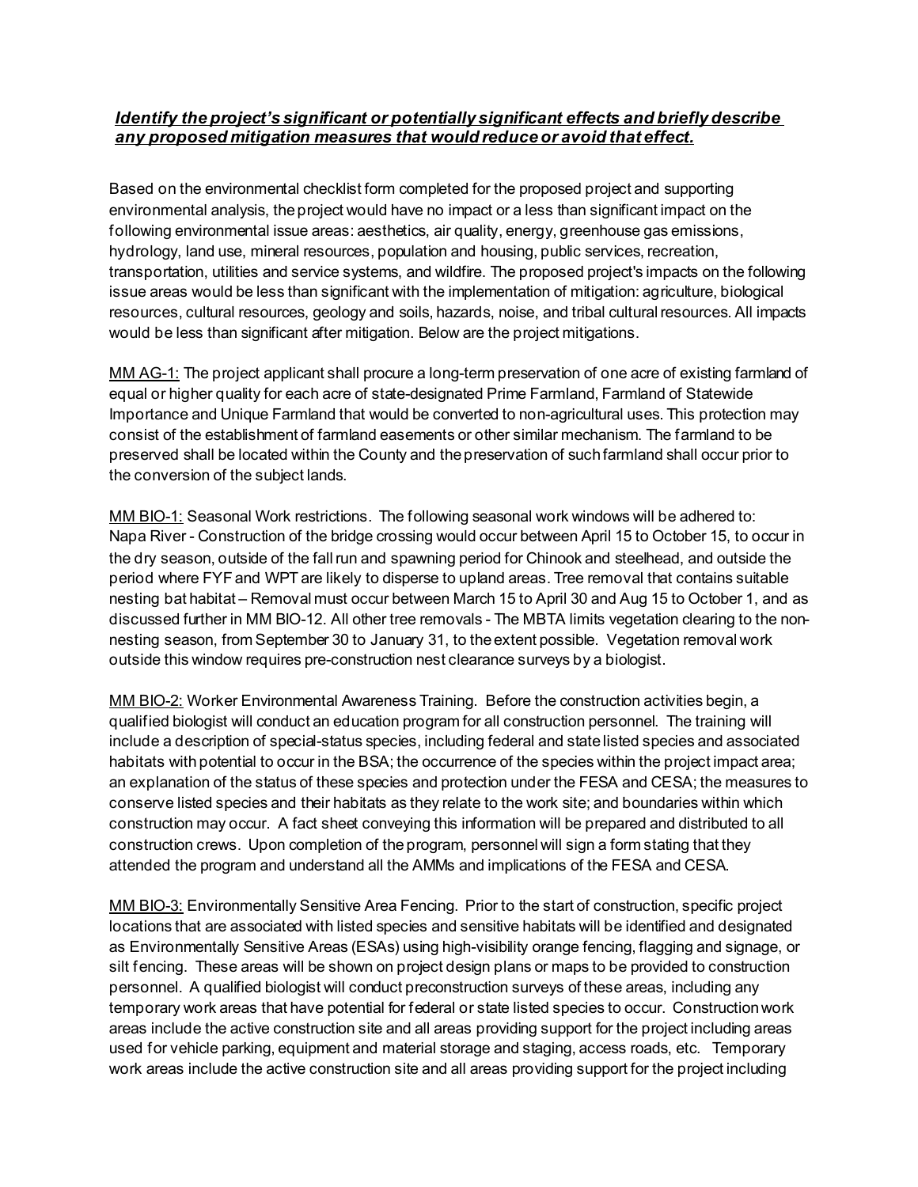***Identify the project's significant or potentially significant effects and briefly describe any proposed mitigation measures that would reduce or avoid that effect.***

Based on the environmental checklist form completed for the proposed project and supporting environmental analysis, the project would have no impact or a less than significant impact on the following environmental issue areas: aesthetics, air quality, energy, greenhouse gas emissions, hydrology, land use, mineral resources, population and housing, public services, recreation, transportation, utilities and service systems, and wildfire. The proposed project's impacts on the following issue areas would be less than significant with the implementation of mitigation: agriculture, biological resources, cultural resources, geology and soils, hazards, noise, and tribal cultural resources. All impacts would be less than significant after mitigation. Below are the project mitigations.

MM AG-1: The project applicant shall procure a long-term preservation of one acre of existing farmland of equal or higher quality for each acre of state-designated Prime Farmland, Farmland of Statewide Importance and Unique Farmland that would be converted to non-agricultural uses. This protection may consist of the establishment of farmland easements or other similar mechanism. The farmland to be preserved shall be located within the County and the preservation of such farmland shall occur prior to the conversion of the subject lands.

MM BIO-1: Seasonal Work restrictions. The following seasonal work windows will be adhered to: Napa River - Construction of the bridge crossing would occur between April 15 to October 15, to occur in the dry season, outside of the fall run and spawning period for Chinook and steelhead, and outside the period where FYF and WPT are likely to disperse to upland areas. Tree removal that contains suitable nesting bat habitat – Removal must occur between March 15 to April 30 and Aug 15 to October 1, and as discussed further in MM BIO-12. All other tree removals - The MBTA limits vegetation clearing to the non-nesting season, from September 30 to January 31, to the extent possible. Vegetation removal work outside this window requires pre-construction nest clearance surveys by a biologist.

MM BIO-2: Worker Environmental Awareness Training. Before the construction activities begin, a qualified biologist will conduct an education program for all construction personnel. The training will include a description of special-status species, including federal and state listed species and associated habitats with potential to occur in the BSA; the occurrence of the species within the project impact area; an explanation of the status of these species and protection under the FESA and CESA; the measures to conserve listed species and their habitats as they relate to the work site; and boundaries within which construction may occur. A fact sheet conveying this information will be prepared and distributed to all construction crews. Upon completion of the program, personnel will sign a form stating that they attended the program and understand all the AMMs and implications of the FESA and CESA.

MM BIO-3: Environmentally Sensitive Area Fencing. Prior to the start of construction, specific project locations that are associated with listed species and sensitive habitats will be identified and designated as Environmentally Sensitive Areas (ESAs) using high-visibility orange fencing, flagging and signage, or silt fencing. These areas will be shown on project design plans or maps to be provided to construction personnel. A qualified biologist will conduct preconstruction surveys of these areas, including any temporary work areas that have potential for federal or state listed species to occur. Construction work areas include the active construction site and all areas providing support for the project including areas used for vehicle parking, equipment and material storage and staging, access roads, etc. Temporary work areas include the active construction site and all areas providing support for the project including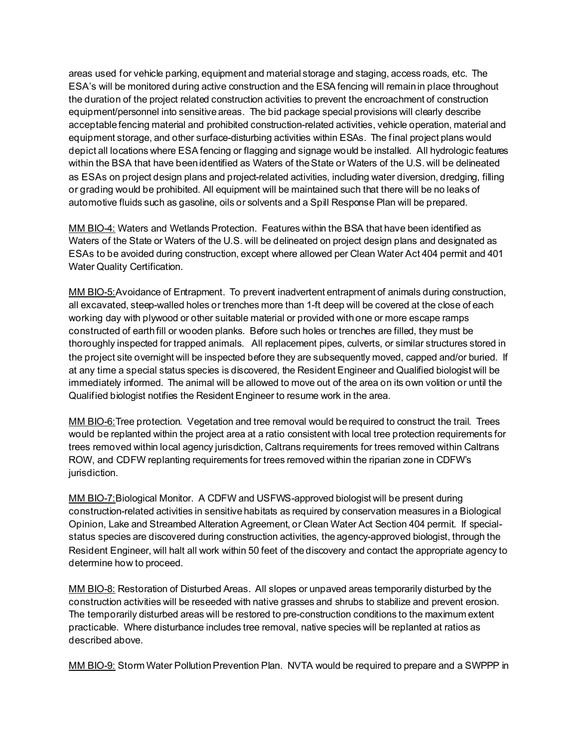areas used for vehicle parking, equipment and material storage and staging, access roads, etc. The ESA's will be monitored during active construction and the ESA fencing will remain in place throughout the duration of the project related construction activities to prevent the encroachment of construction equipment/personnel into sensitive areas. The bid package special provisions will clearly describe acceptable fencing material and prohibited construction-related activities, vehicle operation, material and equipment storage, and other surface-disturbing activities within ESAs. The final project plans would depict all locations where ESA fencing or flagging and signage would be installed. All hydrologic features within the BSA that have been identified as Waters of the State or Waters of the U.S. will be delineated as ESAs on project design plans and project-related activities, including water diversion, dredging, filling or grading would be prohibited. All equipment will be maintained such that there will be no leaks of automotive fluids such as gasoline, oils or solvents and a Spill Response Plan will be prepared.

<u>MM BIO-4:</u> Waters and Wetlands Protection. Features within the BSA that have been identified as Waters of the State or Waters of the U.S. will be delineated on project design plans and designated as ESAs to be avoided during construction, except where allowed per Clean Water Act 404 permit and 401 Water Quality Certification.

<u>MM BIO-5:</u>Avoidance of Entrapment. To prevent inadvertent entrapment of animals during construction, all excavated, steep-walled holes or trenches more than 1-ft deep will be covered at the close of each working day with plywood or other suitable material or provided with one or more escape ramps constructed of earth fill or wooden planks. Before such holes or trenches are filled, they must be thoroughly inspected for trapped animals. All replacement pipes, culverts, or similar structures stored in the project site overnight will be inspected before they are subsequently moved, capped and/or buried. If at any time a special status species is discovered, the Resident Engineer and Qualified biologist will be immediately informed. The animal will be allowed to move out of the area on its own volition or until the Qualified biologist notifies the Resident Engineer to resume work in the area.

<u>MM BIO-6:</u>Tree protection. Vegetation and tree removal would be required to construct the trail. Trees would be replanted within the project area at a ratio consistent with local tree protection requirements for trees removed within local agency jurisdiction, Caltrans requirements for trees removed within Caltrans ROW, and CDFW replanting requirements for trees removed within the riparian zone in CDFW's jurisdiction.

<u>MM BIO-7:</u>Biological Monitor. A CDFW and USFWS-approved biologist will be present during construction-related activities in sensitive habitats as required by conservation measures in a Biological Opinion, Lake and Streambed Alteration Agreement, or Clean Water Act Section 404 permit. If special-status species are discovered during construction activities, the agency-approved biologist, through the Resident Engineer, will halt all work within 50 feet of the discovery and contact the appropriate agency to determine how to proceed.

<u>MM BIO-8:</u> Restoration of Disturbed Areas. All slopes or unpaved areas temporarily disturbed by the construction activities will be reseeded with native grasses and shrubs to stabilize and prevent erosion. The temporarily disturbed areas will be restored to pre-construction conditions to the maximum extent practicable. Where disturbance includes tree removal, native species will be replanted at ratios as described above.

<u>MM BIO-9:</u> Storm Water Pollution Prevention Plan. NVTA would be required to prepare and a SWPPP in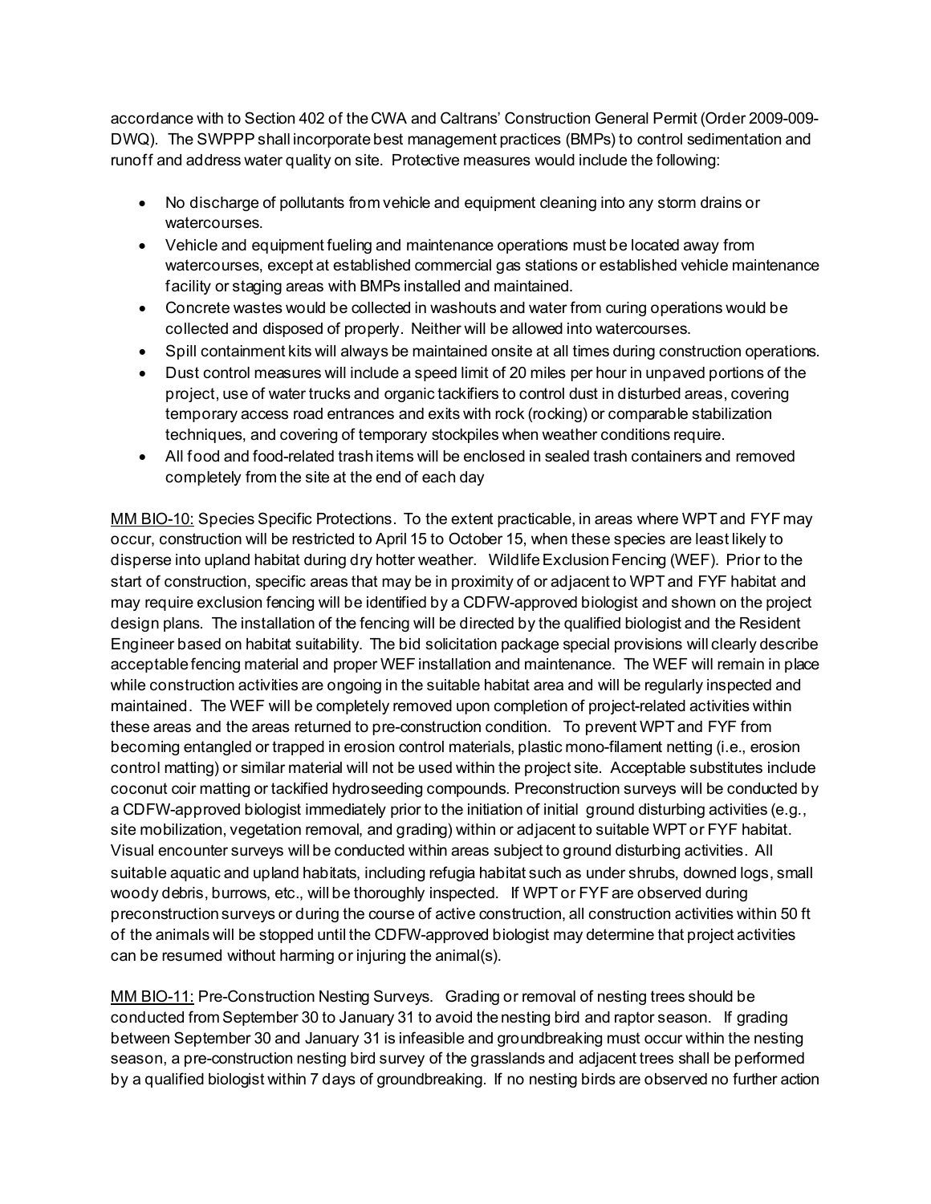accordance with to Section 402 of the CWA and Caltrans' Construction General Permit (Order 2009-009-DWQ). The SWPPP shall incorporate best management practices (BMPs) to control sedimentation and runoff and address water quality on site. Protective measures would include the following:

- No discharge of pollutants from vehicle and equipment cleaning into any storm drains or watercourses.
- Vehicle and equipment fueling and maintenance operations must be located away from watercourses, except at established commercial gas stations or established vehicle maintenance facility or staging areas with BMPs installed and maintained.
- Concrete wastes would be collected in washouts and water from curing operations would be collected and disposed of properly. Neither will be allowed into watercourses.
- Spill containment kits will always be maintained onsite at all times during construction operations.
- Dust control measures will include a speed limit of 20 miles per hour in unpaved portions of the project, use of water trucks and organic tackifiers to control dust in disturbed areas, covering temporary access road entrances and exits with rock (rocking) or comparable stabilization techniques, and covering of temporary stockpiles when weather conditions require.
- All food and food-related trash items will be enclosed in sealed trash containers and removed completely from the site at the end of each day

<u>MM BIO-10:</u> Species Specific Protections. To the extent practicable, in areas where WPT and FYF may occur, construction will be restricted to April 15 to October 15, when these species are least likely to disperse into upland habitat during dry hotter weather. Wildlife Exclusion Fencing (WEF). Prior to the start of construction, specific areas that may be in proximity of or adjacent to WPT and FYF habitat and may require exclusion fencing will be identified by a CDFW-approved biologist and shown on the project design plans. The installation of the fencing will be directed by the qualified biologist and the Resident Engineer based on habitat suitability. The bid solicitation package special provisions will clearly describe acceptable fencing material and proper WEF installation and maintenance. The WEF will remain in place while construction activities are ongoing in the suitable habitat area and will be regularly inspected and maintained. The WEF will be completely removed upon completion of project-related activities within these areas and the areas returned to pre-construction condition. To prevent WPT and FYF from becoming entangled or trapped in erosion control materials, plastic mono-filament netting (i.e., erosion control matting) or similar material will not be used within the project site. Acceptable substitutes include coconut coir matting or tackified hydroseeding compounds. Preconstruction surveys will be conducted by a CDFW-approved biologist immediately prior to the initiation of initial ground disturbing activities (e.g., site mobilization, vegetation removal, and grading) within or adjacent to suitable WPT or FYF habitat. Visual encounter surveys will be conducted within areas subject to ground disturbing activities. All suitable aquatic and upland habitats, including refugia habitat such as under shrubs, downed logs, small woody debris, burrows, etc., will be thoroughly inspected. If WPT or FYF are observed during preconstruction surveys or during the course of active construction, all construction activities within 50 ft of the animals will be stopped until the CDFW-approved biologist may determine that project activities can be resumed without harming or injuring the animal(s).

<u>MM BIO-11:</u> Pre-Construction Nesting Surveys. Grading or removal of nesting trees should be conducted from September 30 to January 31 to avoid the nesting bird and raptor season. If grading between September 30 and January 31 is infeasible and groundbreaking must occur within the nesting season, a pre-construction nesting bird survey of the grasslands and adjacent trees shall be performed by a qualified biologist within 7 days of groundbreaking. If no nesting birds are observed no further action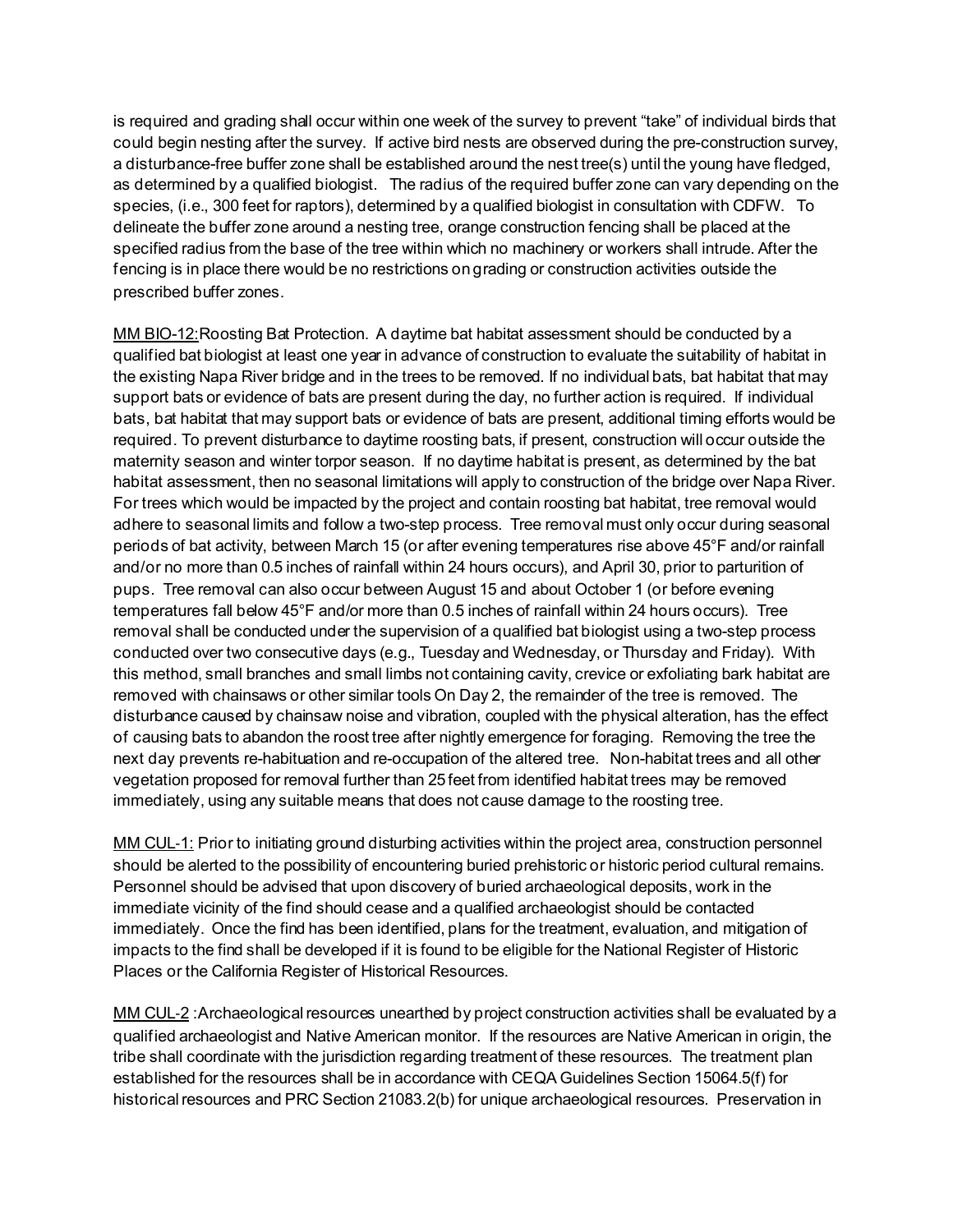is required and grading shall occur within one week of the survey to prevent "take" of individual birds that could begin nesting after the survey. If active bird nests are observed during the pre-construction survey, a disturbance-free buffer zone shall be established around the nest tree(s) until the young have fledged, as determined by a qualified biologist. The radius of the required buffer zone can vary depending on the species, (i.e., 300 feet for raptors), determined by a qualified biologist in consultation with CDFW. To delineate the buffer zone around a nesting tree, orange construction fencing shall be placed at the specified radius from the base of the tree within which no machinery or workers shall intrude. After the fencing is in place there would be no restrictions on grading or construction activities outside the prescribed buffer zones.

<u>MM BIO-12:</u>Roosting Bat Protection. A daytime bat habitat assessment should be conducted by a qualified bat biologist at least one year in advance of construction to evaluate the suitability of habitat in the existing Napa River bridge and in the trees to be removed. If no individual bats, bat habitat that may support bats or evidence of bats are present during the day, no further action is required. If individual bats, bat habitat that may support bats or evidence of bats are present, additional timing efforts would be required. To prevent disturbance to daytime roosting bats, if present, construction will occur outside the maternity season and winter torpor season. If no daytime habitat is present, as determined by the bat habitat assessment, then no seasonal limitations will apply to construction of the bridge over Napa River. For trees which would be impacted by the project and contain roosting bat habitat, tree removal would adhere to seasonal limits and follow a two-step process. Tree removal must only occur during seasonal periods of bat activity, between March 15 (or after evening temperatures rise above 45°F and/or rainfall and/or no more than 0.5 inches of rainfall within 24 hours occurs), and April 30, prior to parturition of pups. Tree removal can also occur between August 15 and about October 1 (or before evening temperatures fall below 45°F and/or more than 0.5 inches of rainfall within 24 hours occurs). Tree removal shall be conducted under the supervision of a qualified bat biologist using a two-step process conducted over two consecutive days (e.g., Tuesday and Wednesday, or Thursday and Friday). With this method, small branches and small limbs not containing cavity, crevice or exfoliating bark habitat are removed with chainsaws or other similar tools On Day 2, the remainder of the tree is removed. The disturbance caused by chainsaw noise and vibration, coupled with the physical alteration, has the effect of causing bats to abandon the roost tree after nightly emergence for foraging. Removing the tree the next day prevents re-habituation and re-occupation of the altered tree. Non-habitat trees and all other vegetation proposed for removal further than 25 feet from identified habitat trees may be removed immediately, using any suitable means that does not cause damage to the roosting tree.

<u>MM CUL-1:</u> Prior to initiating ground disturbing activities within the project area, construction personnel should be alerted to the possibility of encountering buried prehistoric or historic period cultural remains. Personnel should be advised that upon discovery of buried archaeological deposits, work in the immediate vicinity of the find should cease and a qualified archaeologist should be contacted immediately. Once the find has been identified, plans for the treatment, evaluation, and mitigation of impacts to the find shall be developed if it is found to be eligible for the National Register of Historic Places or the California Register of Historical Resources.

<u>MM CUL-2</u> :Archaeological resources unearthed by project construction activities shall be evaluated by a qualified archaeologist and Native American monitor. If the resources are Native American in origin, the tribe shall coordinate with the jurisdiction regarding treatment of these resources. The treatment plan established for the resources shall be in accordance with CEQA Guidelines Section 15064.5(f) for historical resources and PRC Section 21083.2(b) for unique archaeological resources. Preservation in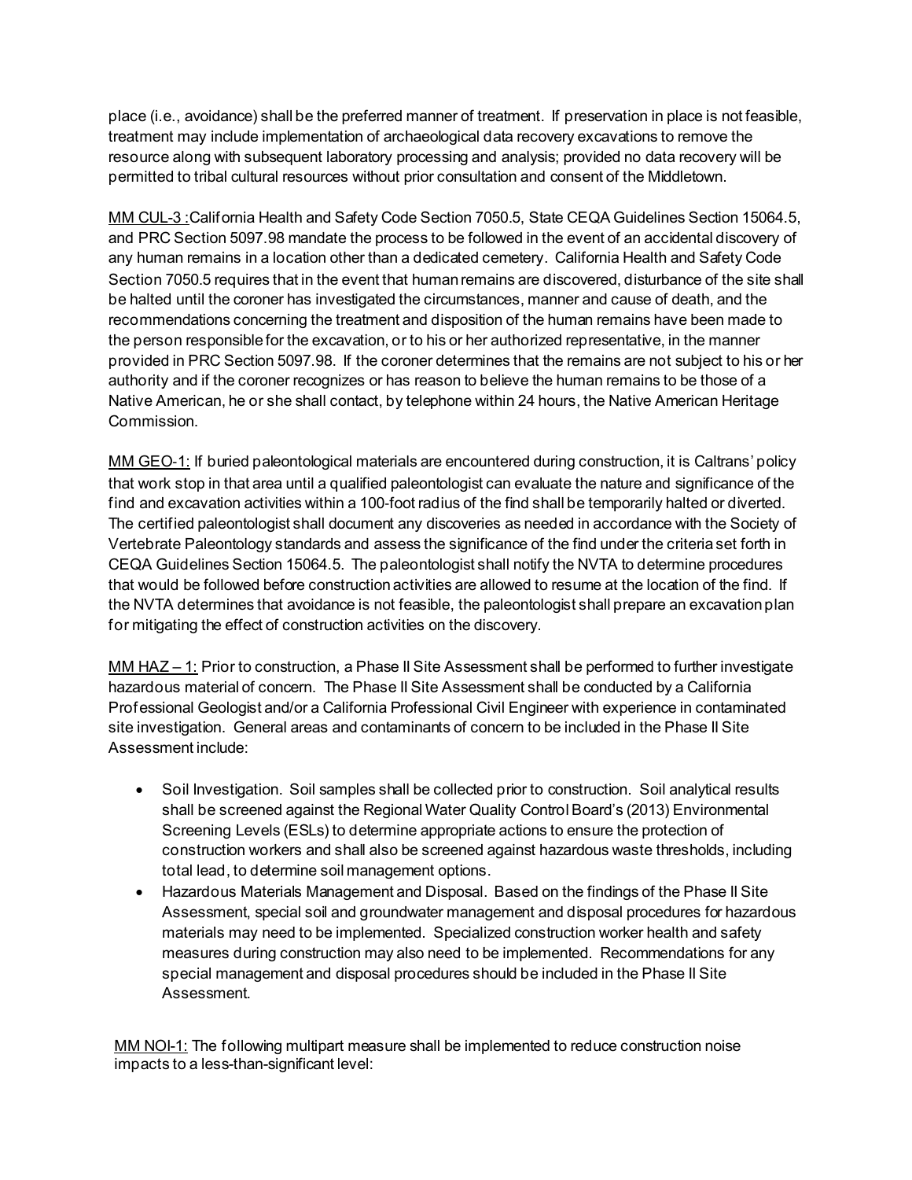place (i.e., avoidance) shall be the preferred manner of treatment. If preservation in place is not feasible, treatment may include implementation of archaeological data recovery excavations to remove the resource along with subsequent laboratory processing and analysis; provided no data recovery will be permitted to tribal cultural resources without prior consultation and consent of the Middletown.

MM CUL-3 :California Health and Safety Code Section 7050.5, State CEQA Guidelines Section 15064.5, and PRC Section 5097.98 mandate the process to be followed in the event of an accidental discovery of any human remains in a location other than a dedicated cemetery. California Health and Safety Code Section 7050.5 requires that in the event that human remains are discovered, disturbance of the site shall be halted until the coroner has investigated the circumstances, manner and cause of death, and the recommendations concerning the treatment and disposition of the human remains have been made to the person responsible for the excavation, or to his or her authorized representative, in the manner provided in PRC Section 5097.98. If the coroner determines that the remains are not subject to his or her authority and if the coroner recognizes or has reason to believe the human remains to be those of a Native American, he or she shall contact, by telephone within 24 hours, the Native American Heritage Commission.

MM GEO-1: If buried paleontological materials are encountered during construction, it is Caltrans' policy that work stop in that area until a qualified paleontologist can evaluate the nature and significance of the find and excavation activities within a 100-foot radius of the find shall be temporarily halted or diverted. The certified paleontologist shall document any discoveries as needed in accordance with the Society of Vertebrate Paleontology standards and assess the significance of the find under the criteria set forth in CEQA Guidelines Section 15064.5. The paleontologist shall notify the NVTA to determine procedures that would be followed before construction activities are allowed to resume at the location of the find. If the NVTA determines that avoidance is not feasible, the paleontologist shall prepare an excavation plan for mitigating the effect of construction activities on the discovery.

MM HAZ – 1: Prior to construction, a Phase II Site Assessment shall be performed to further investigate hazardous material of concern. The Phase II Site Assessment shall be conducted by a California Professional Geologist and/or a California Professional Civil Engineer with experience in contaminated site investigation. General areas and contaminants of concern to be included in the Phase II Site Assessment include:

- Soil Investigation. Soil samples shall be collected prior to construction. Soil analytical results shall be screened against the Regional Water Quality Control Board's (2013) Environmental Screening Levels (ESLs) to determine appropriate actions to ensure the protection of construction workers and shall also be screened against hazardous waste thresholds, including total lead, to determine soil management options.
- Hazardous Materials Management and Disposal. Based on the findings of the Phase II Site Assessment, special soil and groundwater management and disposal procedures for hazardous materials may need to be implemented. Specialized construction worker health and safety measures during construction may also need to be implemented. Recommendations for any special management and disposal procedures should be included in the Phase II Site Assessment.

MM NOI-1: The following multipart measure shall be implemented to reduce construction noise impacts to a less-than-significant level: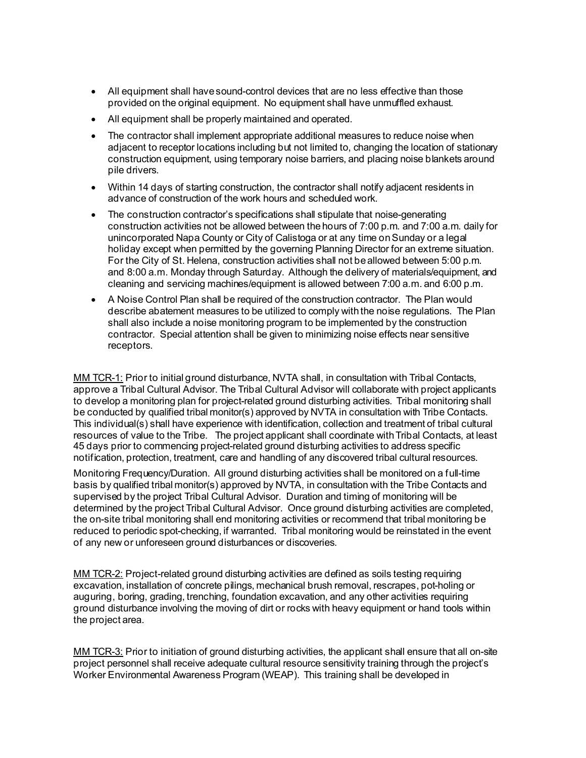- All equipment shall have sound-control devices that are no less effective than those provided on the original equipment. No equipment shall have unmuffled exhaust.
- All equipment shall be properly maintained and operated.
- The contractor shall implement appropriate additional measures to reduce noise when adjacent to receptor locations including but not limited to, changing the location of stationary construction equipment, using temporary noise barriers, and placing noise blankets around pile drivers.
- Within 14 days of starting construction, the contractor shall notify adjacent residents in advance of construction of the work hours and scheduled work.
- The construction contractor's specifications shall stipulate that noise-generating construction activities not be allowed between the hours of 7:00 p.m. and 7:00 a.m. daily for unincorporated Napa County or City of Calistoga or at any time on Sunday or a legal holiday except when permitted by the governing Planning Director for an extreme situation. For the City of St. Helena, construction activities shall not be allowed between 5:00 p.m. and 8:00 a.m. Monday through Saturday. Although the delivery of materials/equipment, and cleaning and servicing machines/equipment is allowed between 7:00 a.m. and 6:00 p.m.
- A Noise Control Plan shall be required of the construction contractor. The Plan would describe abatement measures to be utilized to comply with the noise regulations. The Plan shall also include a noise monitoring program to be implemented by the construction contractor. Special attention shall be given to minimizing noise effects near sensitive receptors.

MM TCR-1: Prior to initial ground disturbance, NVTA shall, in consultation with Tribal Contacts, approve a Tribal Cultural Advisor. The Tribal Cultural Advisor will collaborate with project applicants to develop a monitoring plan for project-related ground disturbing activities. Tribal monitoring shall be conducted by qualified tribal monitor(s) approved by NVTA in consultation with Tribe Contacts. This individual(s) shall have experience with identification, collection and treatment of tribal cultural resources of value to the Tribe. The project applicant shall coordinate with Tribal Contacts, at least 45 days prior to commencing project-related ground disturbing activities to address specific notification, protection, treatment, care and handling of any discovered tribal cultural resources.

Monitoring Frequency/Duration. All ground disturbing activities shall be monitored on a full-time basis by qualified tribal monitor(s) approved by NVTA, in consultation with the Tribe Contacts and supervised by the project Tribal Cultural Advisor. Duration and timing of monitoring will be determined by the project Tribal Cultural Advisor. Once ground disturbing activities are completed, the on-site tribal monitoring shall end monitoring activities or recommend that tribal monitoring be reduced to periodic spot-checking, if warranted. Tribal monitoring would be reinstated in the event of any new or unforeseen ground disturbances or discoveries.

MM TCR-2: Project-related ground disturbing activities are defined as soils testing requiring excavation, installation of concrete pilings, mechanical brush removal, rescrapes, pot-holing or auguring, boring, grading, trenching, foundation excavation, and any other activities requiring ground disturbance involving the moving of dirt or rocks with heavy equipment or hand tools within the project area.

MM TCR-3: Prior to initiation of ground disturbing activities, the applicant shall ensure that all on-site project personnel shall receive adequate cultural resource sensitivity training through the project's Worker Environmental Awareness Program (WEAP). This training shall be developed in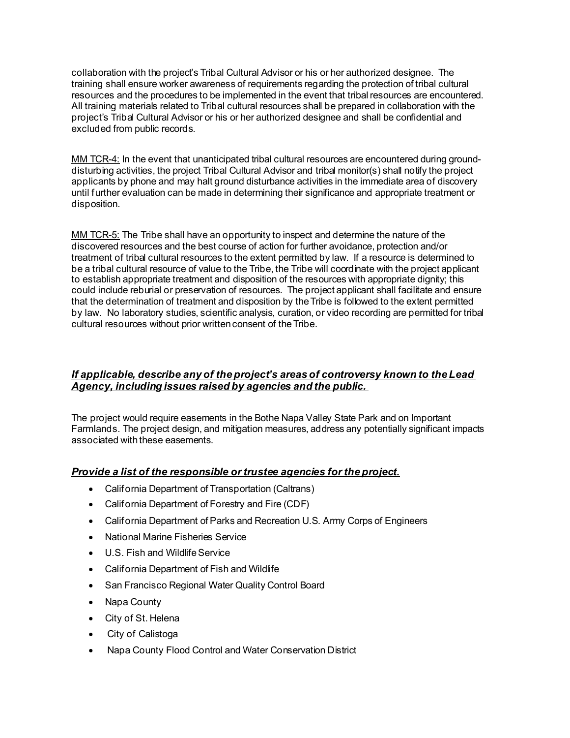collaboration with the project's Tribal Cultural Advisor or his or her authorized designee. The training shall ensure worker awareness of requirements regarding the protection of tribal cultural resources and the procedures to be implemented in the event that tribal resources are encountered. All training materials related to Tribal cultural resources shall be prepared in collaboration with the project's Tribal Cultural Advisor or his or her authorized designee and shall be confidential and excluded from public records.

<u>MM TCR-4:</u> In the event that unanticipated tribal cultural resources are encountered during ground-disturbing activities, the project Tribal Cultural Advisor and tribal monitor(s) shall notify the project applicants by phone and may halt ground disturbance activities in the immediate area of discovery until further evaluation can be made in determining their significance and appropriate treatment or disposition.

<u>MM TCR-5:</u> The Tribe shall have an opportunity to inspect and determine the nature of the discovered resources and the best course of action for further avoidance, protection and/or treatment of tribal cultural resources to the extent permitted by law. If a resource is determined to be a tribal cultural resource of value to the Tribe, the Tribe will coordinate with the project applicant to establish appropriate treatment and disposition of the resources with appropriate dignity; this could include reburial or preservation of resources. The project applicant shall facilitate and ensure that the determination of treatment and disposition by the Tribe is followed to the extent permitted by law. No laboratory studies, scientific analysis, curation, or video recording are permitted for tribal cultural resources without prior written consent of the Tribe.

### *If applicable, describe any of the project's areas of controversy known to the Lead Agency, including issues raised by agencies and the public.*

The project would require easements in the Bothe Napa Valley State Park and on Important Farmlands. The project design, and mitigation measures, address any potentially significant impacts associated with these easements.

### *Provide a list of the responsible or trustee agencies for the project.*

- California Department of Transportation (Caltrans)
- California Department of Forestry and Fire (CDF)
- California Department of Parks and Recreation U.S. Army Corps of Engineers
- National Marine Fisheries Service
- U.S. Fish and Wildlife Service
- California Department of Fish and Wildlife
- San Francisco Regional Water Quality Control Board
- Napa County
- City of St. Helena
- City of Calistoga
- Napa County Flood Control and Water Conservation District